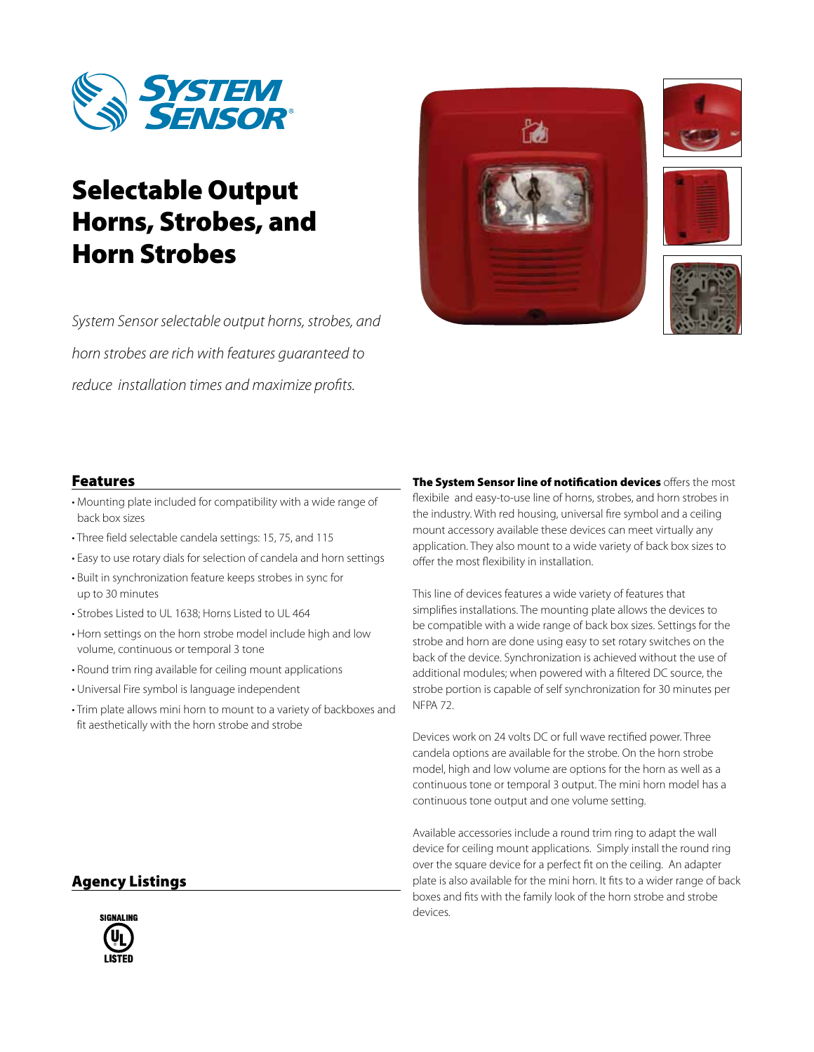# Selectable Output Horns, Strobes, and Horn Strobes

*System Sensor selectable output horns, strobes, and horn strobes are rich with features guaranteed to reduce installation times and maximize profits.*

## Features

- Mounting plate included for compatibility with a wide range of back box sizes
- Three field selectable candela settings: 15, 75, and 115
- Easy to use rotary dials for selection of candela and horn settings
- Built in synchronization feature keeps strobes in sync for up to 30 minutes
- Strobes Listed to UL 1638; Horns Listed to UL 464
- Horn settings on the horn strobe model include high and low volume, continuous or temporal 3 tone
- Round trim ring available for ceiling mount applications
- Universal Fire symbol is language independent
- Trim plate allows mini horn to mount to a variety of backboxes and fit aesthetically with the horn strobe and strobe

## Agency Listings

SIGNALING UL LISTED

**The System Sensor line of notification devices** offers the most flexibile and easy-to-use line of horns, strobes, and horn strobes in the industry. With red housing, universal fire symbol and a ceiling mount accessory available these devices can meet virtually any application. They also mount to a wide variety of back box sizes to offer the most flexibility in installation.

This line of devices features a wide variety of features that simplifies installations. The mounting plate allows the devices to be compatible with a wide range of back box sizes. Settings for the strobe and horn are done using easy to set rotary switches on the back of the device. Synchronization is achieved without the use of additional modules; when powered with a filtered DC source, the strobe portion is capable of self synchronization for 30 minutes per NFPA 72.

Devices work on 24 volts DC or full wave rectified power. Three candela options are available for the strobe. On the horn strobe model, high and low volume are options for the horn as well as a continuous tone or temporal 3 output. The mini horn model has a continuous tone output and one volume setting.

Available accessories include a round trim ring to adapt the wall device for ceiling mount applications. Simply install the round ring over the square device for a perfect fit on the ceiling. An adapter plate is also available for the mini horn. It fits to a wider range of back boxes and fits with the family look of the horn strobe and strobe devices.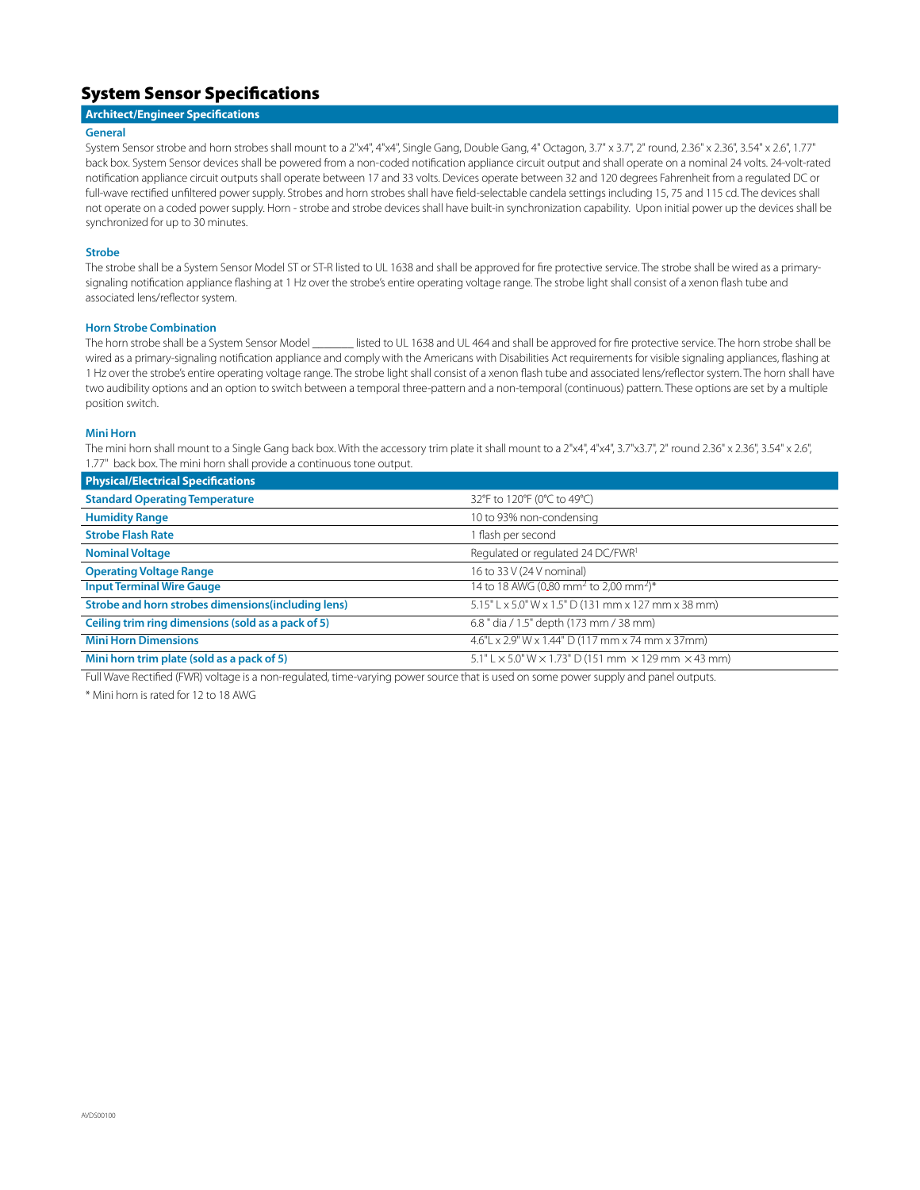# System Sensor Specifications

## Architect/Engineer Specifications

### General

System Sensor strobe and horn strobes shall mount to a 2"x4", 4"x4", Single Gang, Double Gang, 4" Octagon, 3.7" x 3.7", 2" round, 2.36" x 2.36", 3.54" x 2.6", 1.77" back box. System Sensor devices shall be powered from a non-coded notification appliance circuit output and shall operate on a nominal 24 volts. 24-volt-rated notification appliance circuit outputs shall operate between 17 and 33 volts. Devices operate between 32 and 120 degrees Fahrenheit from a regulated DC or full-wave rectified unfiltered power supply. Strobes and horn strobes shall have field-selectable candela settings including 15, 75 and 115 cd. The devices shall not operate on a coded power supply. Horn - strobe and strobe devices shall have built-in synchronization capability. Upon initial power up the devices shall be synchronized for up to 30 minutes.

### Strobe

The strobe shall be a System Sensor Model ST or ST-R listed to UL 1638 and shall be approved for fire protective service. The strobe shall be wired as a primary-signaling notification appliance flashing at 1 Hz over the strobe's entire operating voltage range. The strobe light shall consist of a xenon flash tube and associated lens/reflector system.

### Horn Strobe Combination

The horn strobe shall be a System Sensor Model _______ listed to UL 1638 and UL 464 and shall be approved for fire protective service. The horn strobe shall be wired as a primary-signaling notification appliance and comply with the Americans with Disabilities Act requirements for visible signaling appliances, flashing at 1 Hz over the strobe's entire operating voltage range. The strobe light shall consist of a xenon flash tube and associated lens/reflector system. The horn shall have two audibility options and an option to switch between a temporal three-pattern and a non-temporal (continuous) pattern. These options are set by a multiple position switch.

### Mini Horn

The mini horn shall mount to a Single Gang back box. With the accessory trim plate it shall mount to a 2"x4", 4"x4", 3.7"x3.7", 2" round 2.36" x 2.36", 3.54" x 2.6", 1.77" back box. The mini horn shall provide a continuous tone output.

## Physical/Electrical Specifications

| Physical/Electrical Specifications | |
|---|---|
| **Standard Operating Temperature** | 32°F to 120°F (0°C to 49°C) |
| **Humidity Range** | 10 to 93% non-condensing |
| **Strobe Flash Rate** | 1 flash per second |
| **Nominal Voltage** | Regulated or regulated 24 DC/FWR[1] |
| **Operating Voltage Range** | 16 to 33 V (24 V nominal) |
| **Input Terminal Wire Gauge** | 14 to 18 AWG (0,80 $mm^2$ to 2,00 $mm^2$)* |
| **Strobe and horn strobes dimensions(including lens)** | 5.15" L x 5.0" W x 1.5" D (131 mm x 127 mm x 38 mm) |
| **Ceiling trim ring dimensions (sold as a pack of 5)** | 6.8 " dia / 1.5" depth (173 mm / 38 mm) |
| **Mini Horn Dimensions** | 4.6"L x 2.9" W x 1.44" D (117 mm x 74 mm x 37mm) |
| **Mini horn trim plate (sold as a pack of 5)** | 5.1" L × 5.0" W × 1.73" D (151 mm × 129 mm × 43 mm) |

Full Wave Rectified (FWR) voltage is a non-regulated, time-varying power source that is used on some power supply and panel outputs.

\* Mini horn is rated for 12 to 18 AWG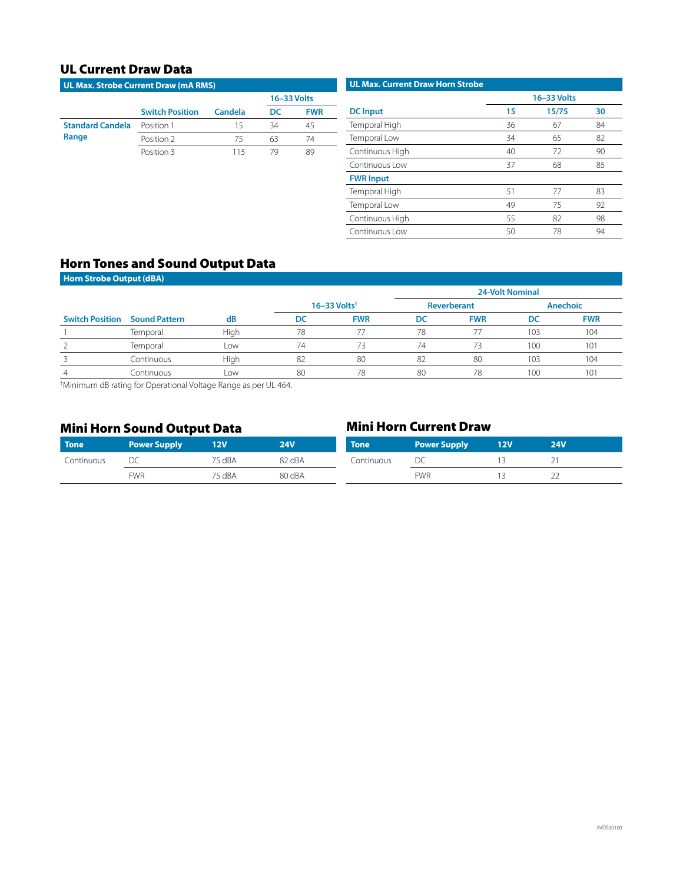## UL Current Draw Data

**UL Max. Strobe Current Draw (mA RMS)**

| | | | 16–33 Volts | |
|---|---|---|---|---|
| | Switch Position | Candela | DC | FWR |
| Standard Candela Range | Position 1 | 15 | 34 | 45 |
| | Position 2 | 75 | 63 | 74 |
| | Position 3 | 115 | 79 | 89 |

**UL Max. Current Draw Horn Strobe**

| | 16–33 Volts | | |
|---|---|---|---|
| DC Input | 15 | 15/75 | 30 |
| Temporal High | 36 | 67 | 84 |
| Temporal Low | 34 | 65 | 82 |
| Continuous High | 40 | 72 | 90 |
| Continuous Low | 37 | 68 | 85 |
| **FWR Input** | | | |
| Temporal High | 51 | 77 | 83 |
| Temporal Low | 49 | 75 | 92 |
| Continuous High | 55 | 82 | 98 |
| Continuous Low | 50 | 78 | 94 |

## Horn Tones and Sound Output Data

**Horn Strobe Output (dBA)**

| | | | | | 24-Volt Nominal | | | |
|---|---|---|---|---|---|---|---|---|
| | | | 16–33 Volts† | | Reverberant | | Anechoic | |
| Switch Position | Sound Pattern | dB | DC | FWR | DC | FWR | DC | FWR |
| 1 | Temporal | High | 78 | 77 | 78 | 77 | 103 | 104 |
| 2 | Temporal | Low | 74 | 73 | 74 | 73 | 100 | 101 |
| 3 | Continuous | High | 82 | 80 | 82 | 80 | 103 | 104 |
| 4 | Continuous | Low | 80 | 78 | 80 | 78 | 100 | 101 |

†Minimum dB rating for Operational Voltage Range as per UL 464.

## Mini Horn Sound Output Data

| Tone | Power Supply | 12V | 24V |
|---|---|---|---|
| Continuous | DC | 75 dBA | 82 dBA |
| | FWR | 75 dBA | 80 dBA |

## Mini Horn Current Draw

| Tone | Power Supply | 12V | 24V |
|---|---|---|---|
| Continuous | DC | 13 | 21 |
| | FWR | 13 | 22 |

AVDS00100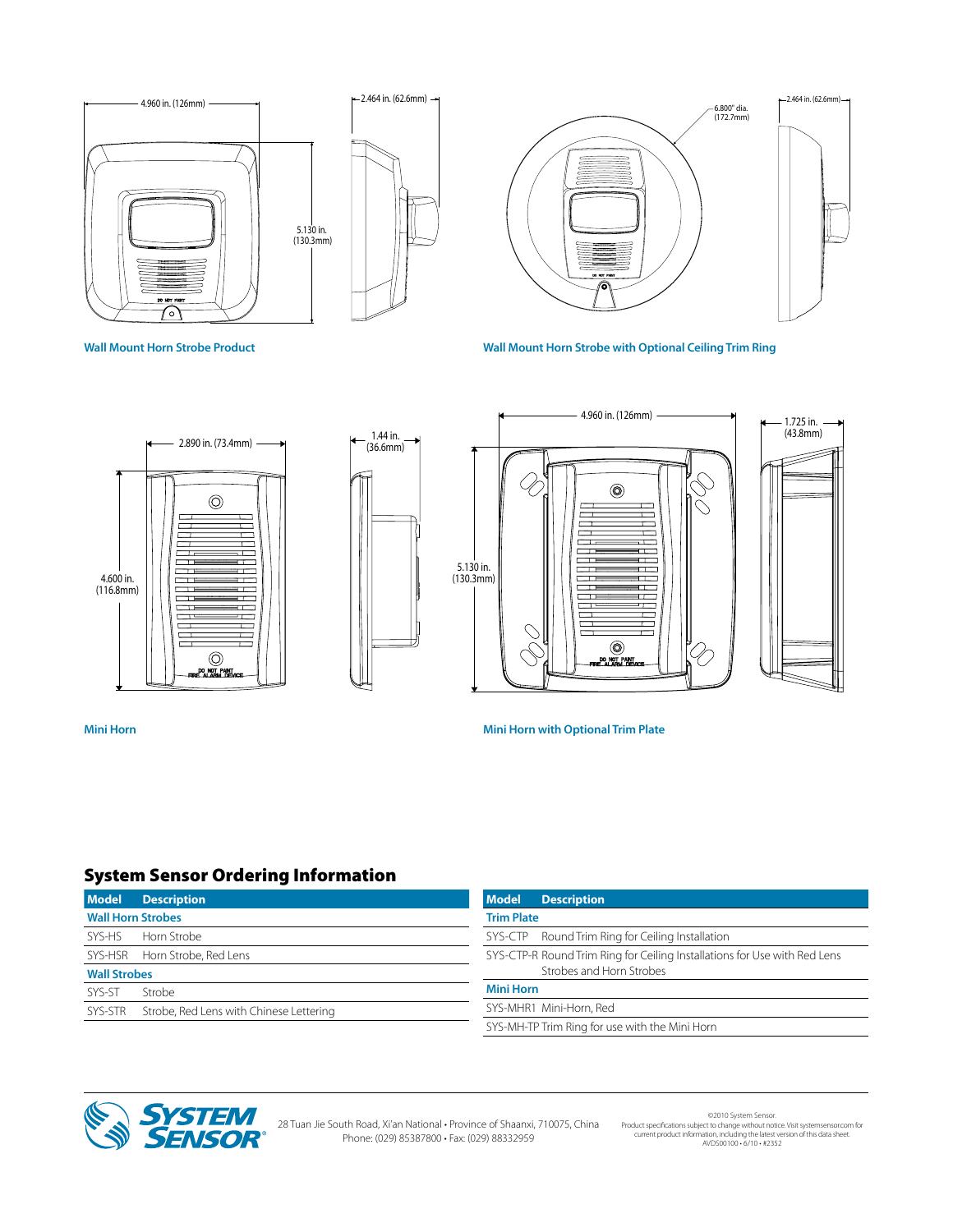4.960 in. (126mm)

2.464 in. (62.6mm)

5.130 in. (130.3mm)

DO NOT PAINT

6.800" dia. (172.7mm)

2.464 in. (62.6mm)

DO NOT PAINT

**Wall Mount Horn Strobe Product**

**Wall Mount Horn Strobe with Optional Ceiling Trim Ring**

2.890 in. (73.4mm)

1.44 in. (36.6mm)

4.600 in. (116.8mm)

DO NOT PAINT FIRE ALARM DEVICE

4.960 in. (126mm)

1.725 in. (43.8mm)

5.130 in. (130.3mm)

DO NOT PAINT FIRE ALARM DEVICE

**Mini Horn**

**Mini Horn with Optional Trim Plate**

## System Sensor Ordering Information

| Model | Description |
|---|---|
| **Wall Horn Strobes** | |
| SYS-HS | Horn Strobe |
| SYS-HSR | Horn Strobe, Red Lens |
| **Wall Strobes** | |
| SYS-ST | Strobe |
| SYS-STR | Strobe, Red Lens with Chinese Lettering |

| Model | Description |
|---|---|
| **Trim Plate** | |
| SYS-CTP | Round Trim Ring for Ceiling Installation |
| SYS-CTP-R | Round Trim Ring for Ceiling Installations for Use with Red Lens Strobes and Horn Strobes |
| **Mini Horn** | |
| SYS-MHR1 | Mini-Horn, Red |
| SYS-MH-TP | Trim Ring for use with the Mini Horn |

SYSTEM SENSOR®

28 Tuan Jie South Road, Xi'an National • Province of Shaanxi, 710075, China
Phone: (029) 85387800 • Fax: (029) 88332959

©2010 System Sensor.
Product specifications subject to change without notice. Visit systemsensor.com for current product information, including the latest version of this data sheet.
AVDS00100 • 6/10 • #2352